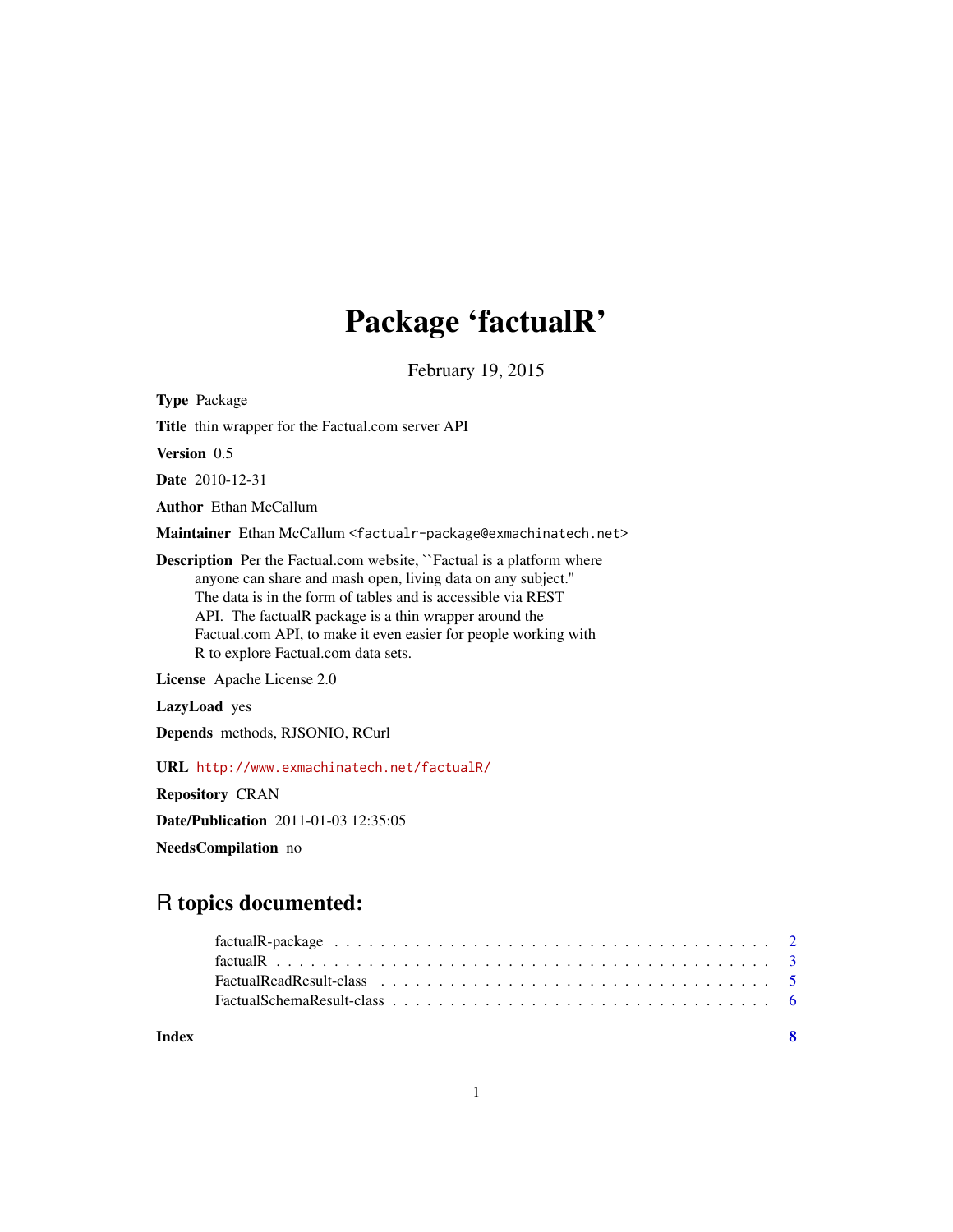# Package 'factualR'

February 19, 2015

**Type** Package

**Title** thin wrapper for the Factual.com server API

**Version** 0.5

**Date** 2010-12-31

**Author** Ethan McCallum

**Maintainer** Ethan McCallum <factualr-package@exmachinatech.net>

**Description** Per the Factual.com website, ``Factual is a platform where anyone can share and mash open, living data on any subject.'' The data is in the form of tables and is accessible via REST API. The factualR package is a thin wrapper around the Factual.com API, to make it even easier for people working with R to explore Factual.com data sets.

**License** Apache License 2.0

**LazyLoad** yes

**Depends** methods, RJSONIO, RCurl

**URL** http://www.exmachinatech.net/factualR/

**Repository** CRAN

**Date/Publication** 2011-01-03 12:35:05

**NeedsCompilation** no

## R topics documented:

- factualR-package . . . . . . . . . . . . . . . . . . . . . . . . . . . . . . . . . . . 2
- factualR . . . . . . . . . . . . . . . . . . . . . . . . . . . . . . . . . . . . . . . . 3
- FactualReadResult-class . . . . . . . . . . . . . . . . . . . . . . . . . . . . . . . . 5
- FactualSchemaResult-class . . . . . . . . . . . . . . . . . . . . . . . . . . . . . . 6

**Index** 8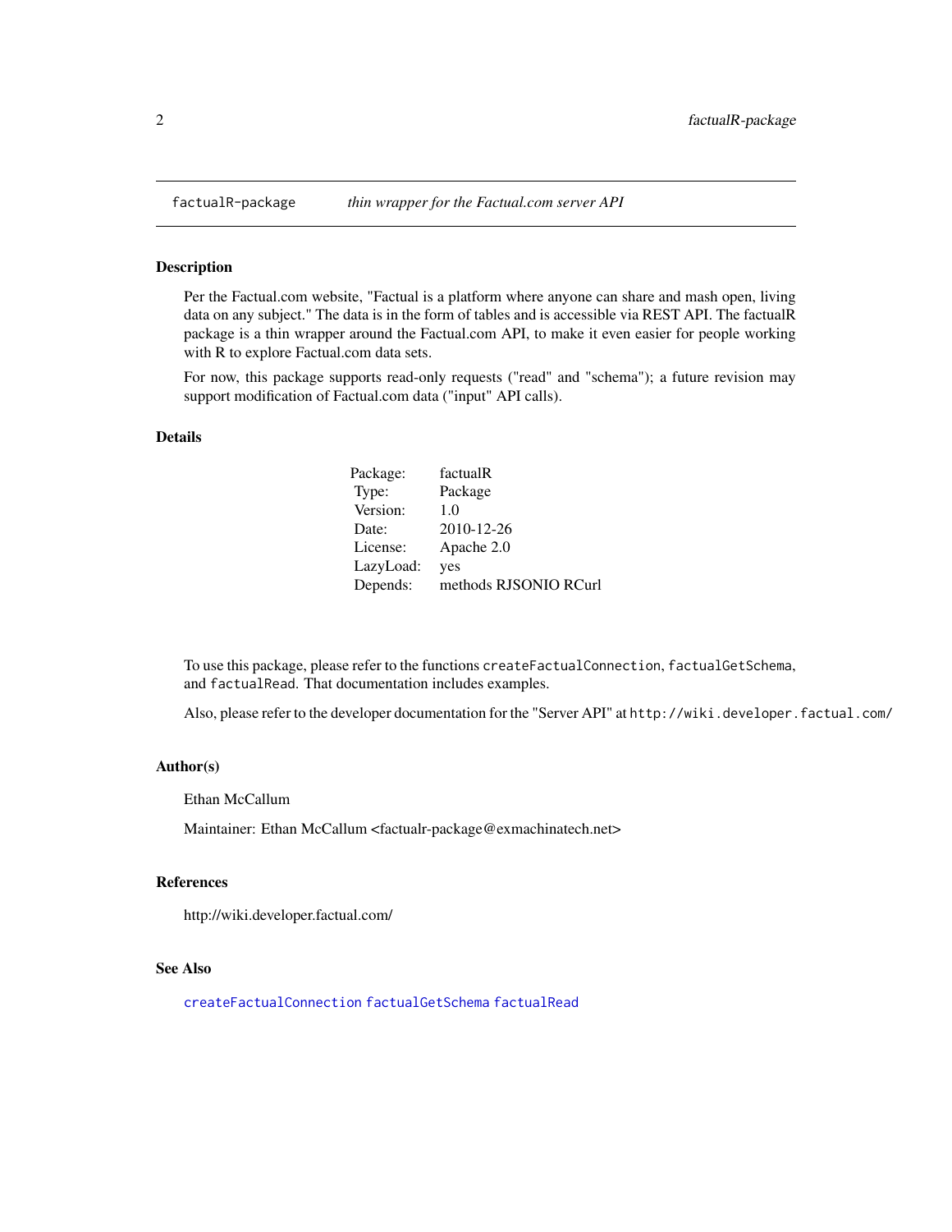factualR-package *thin wrapper for the Factual.com server API*

## Description

Per the Factual.com website, "Factual is a platform where anyone can share and mash open, living data on any subject." The data is in the form of tables and is accessible via REST API. The factualR package is a thin wrapper around the Factual.com API, to make it even easier for people working with R to explore Factual.com data sets.

For now, this package supports read-only requests ("read" and "schema"); a future revision may support modification of Factual.com data ("input" API calls).

## Details

| | |
|---|---|
| Package: | factualR |
| Type: | Package |
| Version: | 1.0 |
| Date: | 2010-12-26 |
| License: | Apache 2.0 |
| LazyLoad: | yes |
| Depends: | methods RJSONIO RCurl |

To use this package, please refer to the functions `createFactualConnection`, `factualGetSchema`, and `factualRead`. That documentation includes examples.

Also, please refer to the developer documentation for the "Server API" at `http://wiki.developer.factual.com/`

## Author(s)

Ethan McCallum

Maintainer: Ethan McCallum <factualr-package@exmachinatech.net>

## References

http://wiki.developer.factual.com/

## See Also

`createFactualConnection` `factualGetSchema` `factualRead`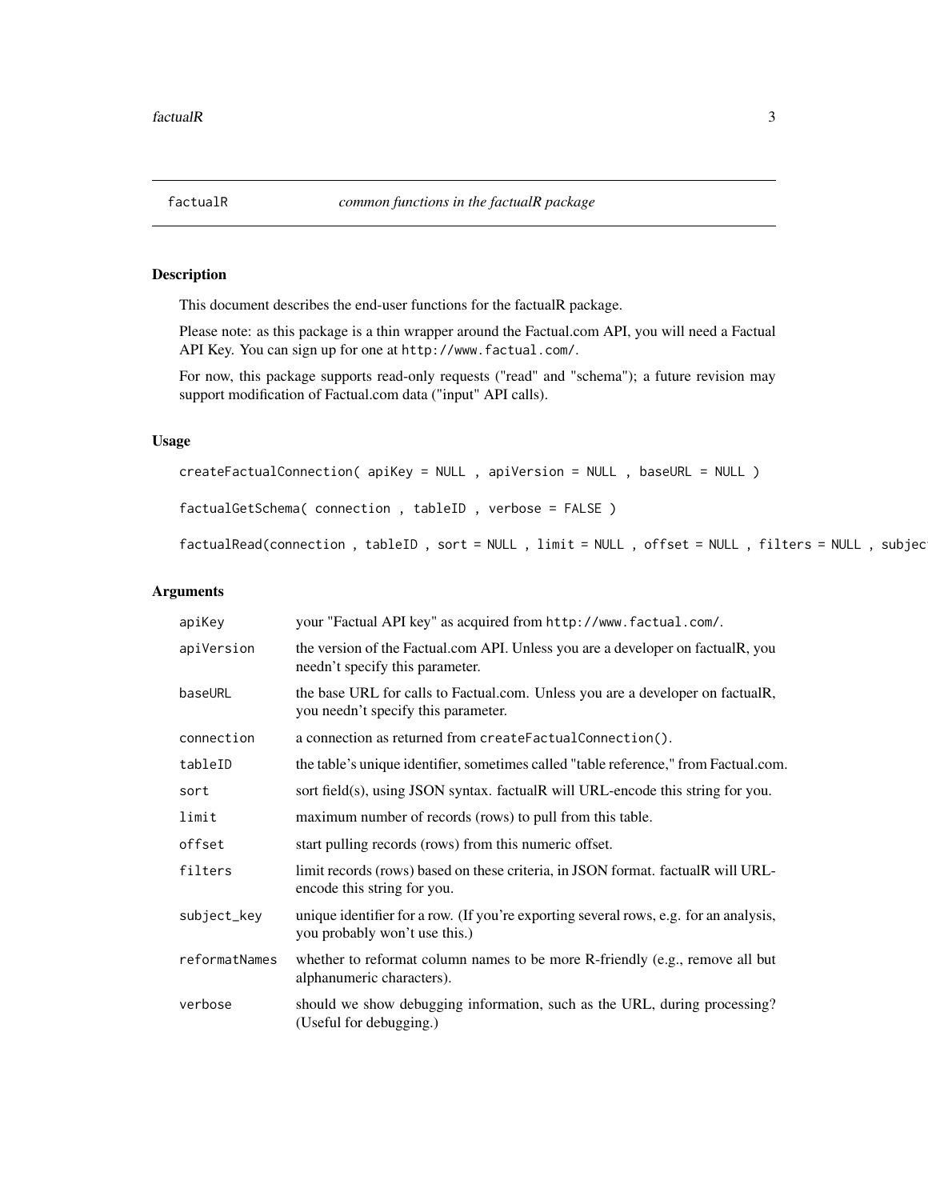# factualR — *common functions in the factualR package*

## Description

This document describes the end-user functions for the factualR package.

Please note: as this package is a thin wrapper around the Factual.com API, you will need a Factual API Key. You can sign up for one at `http://www.factual.com/`.

For now, this package supports read-only requests ("read" and "schema"); a future revision may support modification of Factual.com data ("input" API calls).

## Usage

```
createFactualConnection( apiKey = NULL , apiVersion = NULL , baseURL = NULL )

factualGetSchema( connection , tableID , verbose = FALSE )

factualRead(connection , tableID , sort = NULL , limit = NULL , offset = NULL , filters = NULL , subjec
```

## Arguments

| | |
|---|---|
| apiKey | your "Factual API key" as acquired from `http://www.factual.com/`. |
| apiVersion | the version of the Factual.com API. Unless you are a developer on factualR, you needn't specify this parameter. |
| baseURL | the base URL for calls to Factual.com. Unless you are a developer on factualR, you needn't specify this parameter. |
| connection | a connection as returned from `createFactualConnection()`. |
| tableID | the table's unique identifier, sometimes called "table reference," from Factual.com. |
| sort | sort field(s), using JSON syntax. factualR will URL-encode this string for you. |
| limit | maximum number of records (rows) to pull from this table. |
| offset | start pulling records (rows) from this numeric offset. |
| filters | limit records (rows) based on these criteria, in JSON format. factualR will URL-encode this string for you. |
| subject_key | unique identifier for a row. (If you're exporting several rows, e.g. for an analysis, you probably won't use this.) |
| reformatNames | whether to reformat column names to be more R-friendly (e.g., remove all but alphanumeric characters). |
| verbose | should we show debugging information, such as the URL, during processing? (Useful for debugging.) |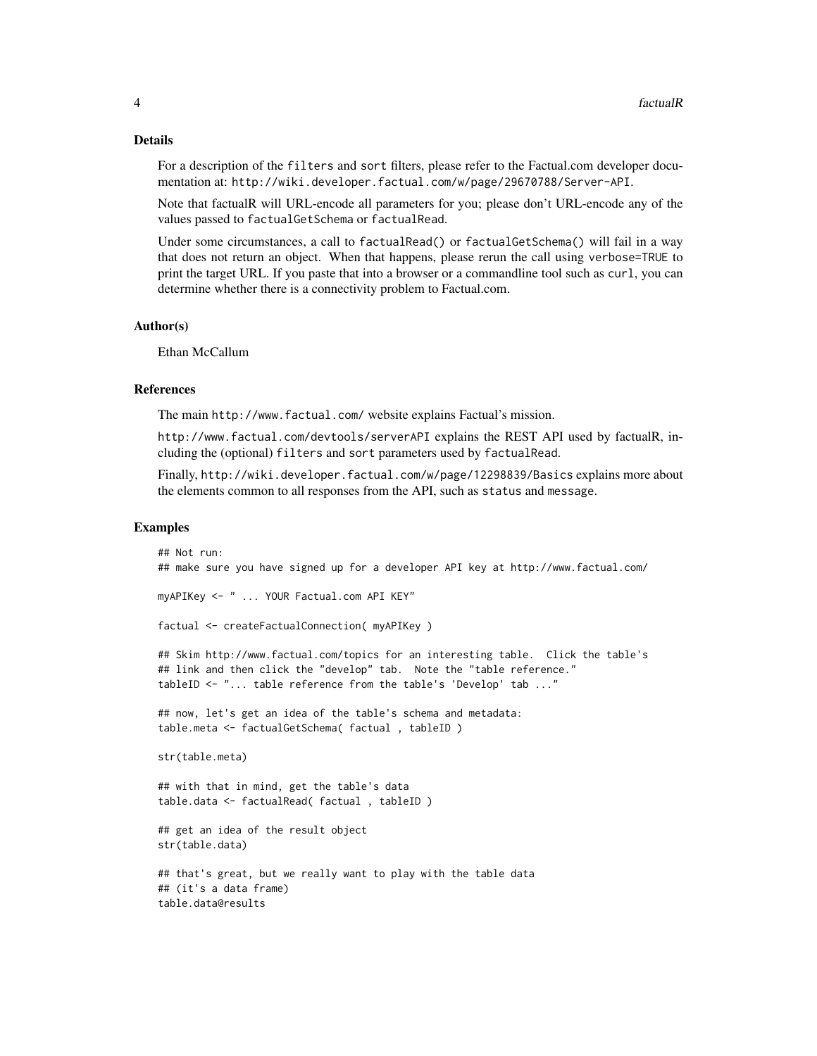### Details

For a description of the filters and sort filters, please refer to the Factual.com developer documentation at: http://wiki.developer.factual.com/w/page/29670788/Server-API.

Note that factualR will URL-encode all parameters for you; please don't URL-encode any of the values passed to factualGetSchema or factualRead.

Under some circumstances, a call to factualRead() or factualGetSchema() will fail in a way that does not return an object. When that happens, please rerun the call using verbose=TRUE to print the target URL. If you paste that into a browser or a commandline tool such as curl, you can determine whether there is a connectivity problem to Factual.com.

### Author(s)

Ethan McCallum

### References

The main http://www.factual.com/ website explains Factual's mission.

http://www.factual.com/devtools/serverAPI explains the REST API used by factualR, including the (optional) filters and sort parameters used by factualRead.

Finally, http://wiki.developer.factual.com/w/page/12298839/Basics explains more about the elements common to all responses from the API, such as status and message.

### Examples

```
## Not run:
## make sure you have signed up for a developer API key at http://www.factual.com/

myAPIKey <- " ... YOUR Factual.com API KEY"

factual <- createFactualConnection( myAPIKey )

## Skim http://www.factual.com/topics for an interesting table.  Click the table's
## link and then click the "develop" tab.  Note the "table reference."
tableID <- "... table reference from the table's 'Develop' tab ..."

## now, let's get an idea of the table's schema and metadata:
table.meta <- factualGetSchema( factual , tableID )

str(table.meta)

## with that in mind, get the table's data
table.data <- factualRead( factual , tableID )

## get an idea of the result object
str(table.data)

## that's great, but we really want to play with the table data
## (it's a data frame)
table.data@results
```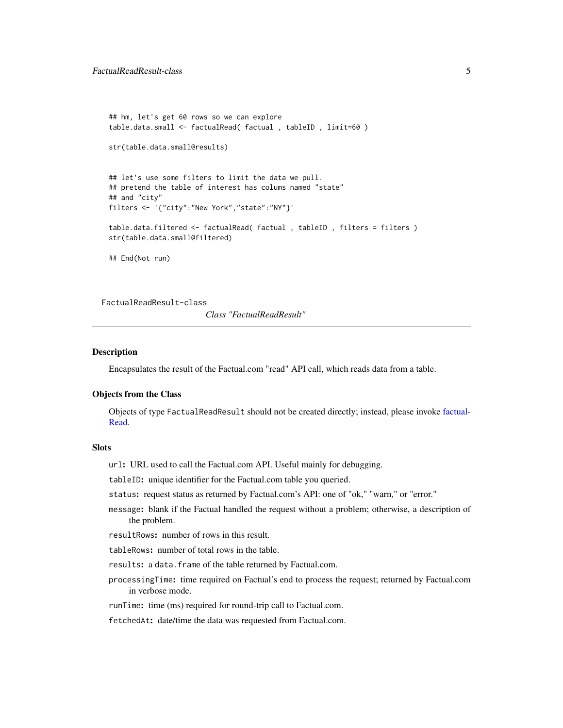```
## hm, let's get 60 rows so we can explore
table.data.small <- factualRead( factual , tableID , limit=60 )

str(table.data.small@results)


## let's use some filters to limit the data we pull.
## pretend the table of interest has colums named "state"
## and "city"
filters <- '{"city":"New York","state":"NY"}'

table.data.filtered <- factualRead( factual , tableID , filters = filters )
str(table.data.small@filtered)

## End(Not run)
```

---

FactualReadResult-class

*Class "FactualReadResult"*

---

### Description

Encapsulates the result of the Factual.com "read" API call, which reads data from a table.

### Objects from the Class

Objects of type `FactualReadResult` should not be created directly; instead, please invoke factualRead.

### Slots

`url`**:** URL used to call the Factual.com API. Useful mainly for debugging.

`tableID`**:** unique identifier for the Factual.com table you queried.

`status`**:** request status as returned by Factual.com's API: one of "ok," "warn," or "error."

`message`**:** blank if the Factual handled the request without a problem; otherwise, a description of the problem.

`resultRows`**:** number of rows in this result.

`tableRows`**:** number of total rows in the table.

`results`**:** a `data.frame` of the table returned by Factual.com.

`processingTime`**:** time required on Factual's end to process the request; returned by Factual.com in verbose mode.

`runTime`**:** time (ms) required for round-trip call to Factual.com.

`fetchedAt`**:** date/time the data was requested from Factual.com.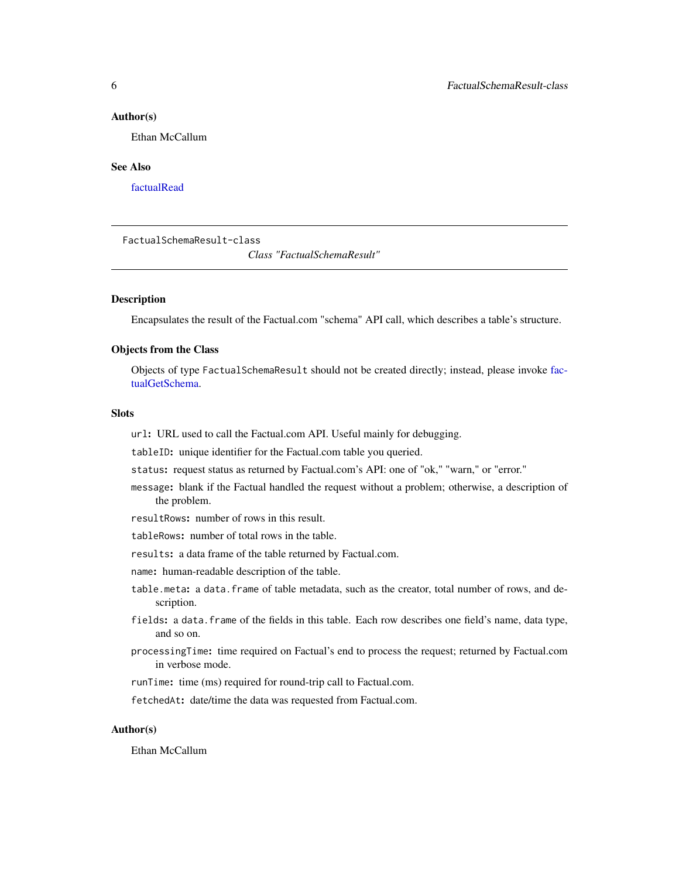## Author(s)

Ethan McCallum

## See Also

factualRead

---

FactualSchemaResult-class

*Class "FactualSchemaResult"*

---

## Description

Encapsulates the result of the Factual.com "schema" API call, which describes a table's structure.

## Objects from the Class

Objects of type `FactualSchemaResult` should not be created directly; instead, please invoke factualGetSchema.

## Slots

**`url`:** URL used to call the Factual.com API. Useful mainly for debugging.

**`tableID`:** unique identifier for the Factual.com table you queried.

**`status`:** request status as returned by Factual.com's API: one of "ok," "warn," or "error."

**`message`:** blank if the Factual handled the request without a problem; otherwise, a description of the problem.

**`resultRows`:** number of rows in this result.

**`tableRows`:** number of total rows in the table.

**`results`:** a data frame of the table returned by Factual.com.

**`name`:** human-readable description of the table.

**`table.meta`:** a `data.frame` of table metadata, such as the creator, total number of rows, and description.

**`fields`:** a `data.frame` of the fields in this table. Each row describes one field's name, data type, and so on.

**`processingTime`:** time required on Factual's end to process the request; returned by Factual.com in verbose mode.

**`runTime`:** time (ms) required for round-trip call to Factual.com.

**`fetchedAt`:** date/time the data was requested from Factual.com.

## Author(s)

Ethan McCallum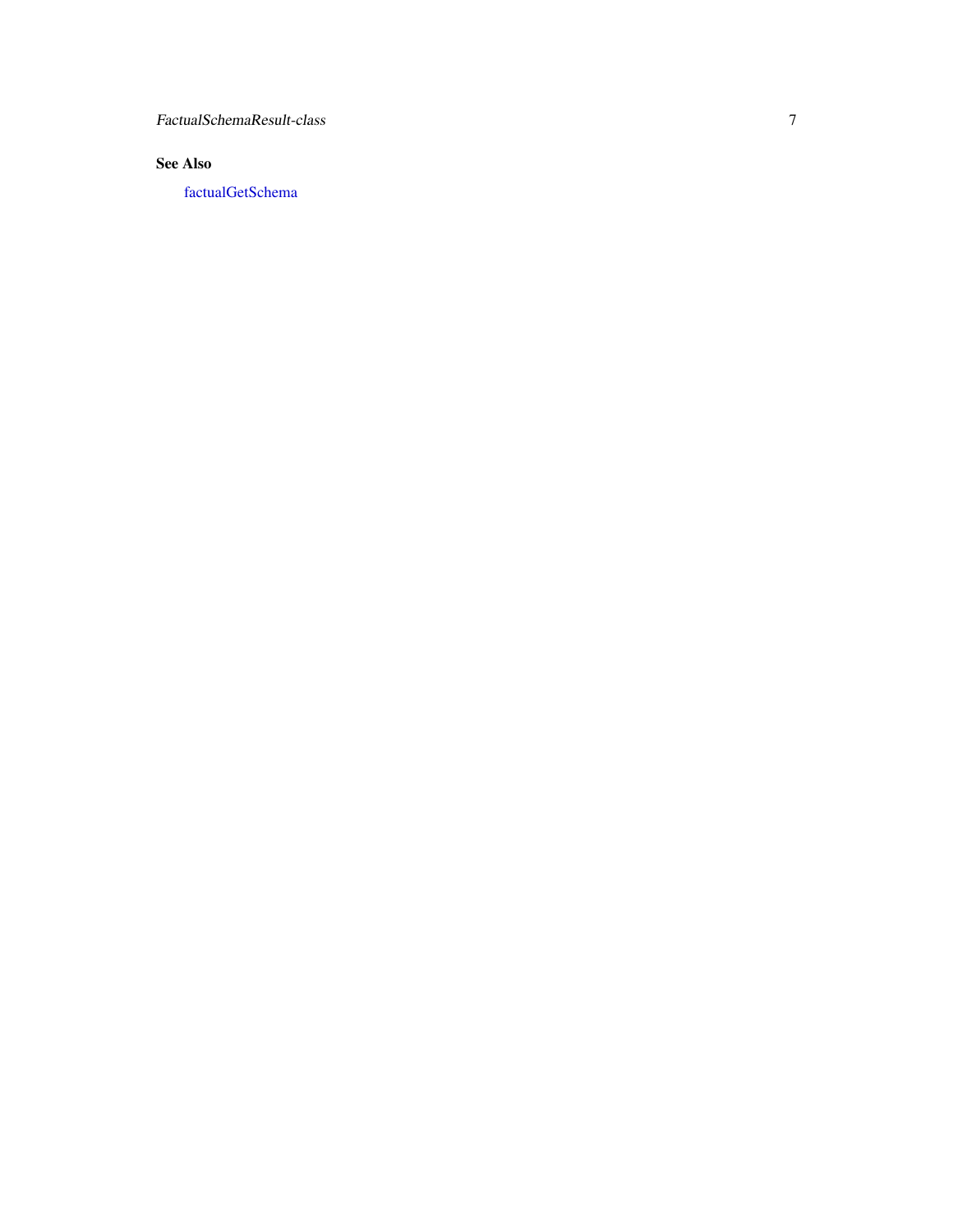## See Also

factualGetSchema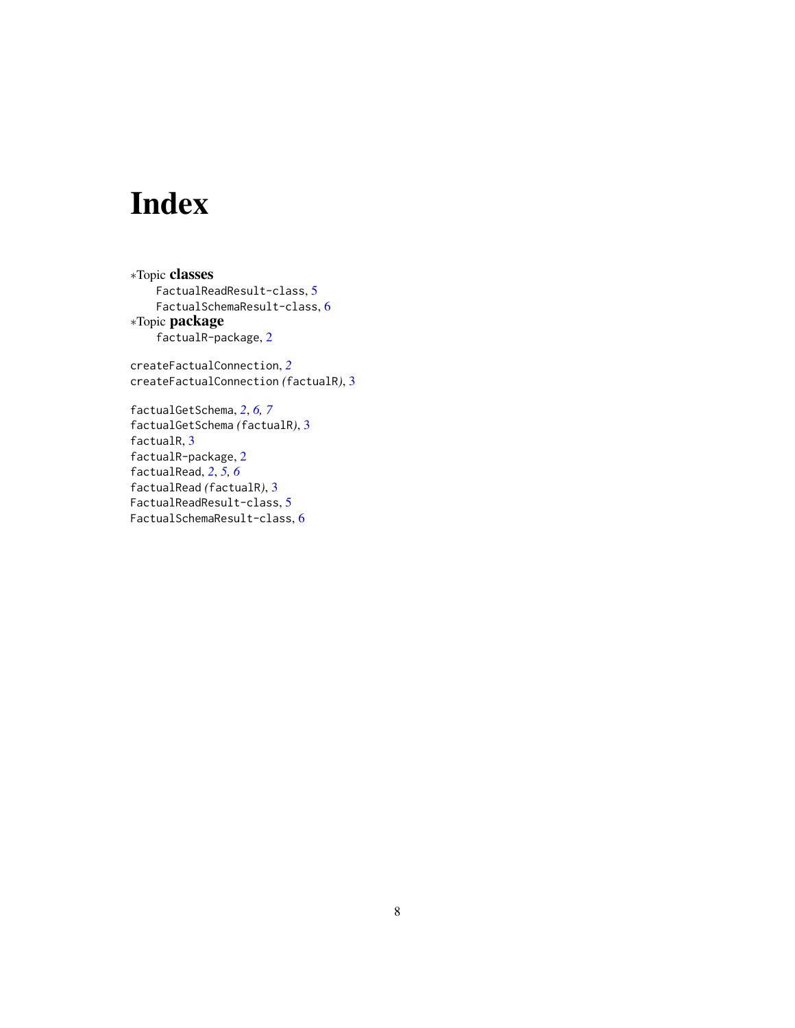# Index

∗Topic **classes**

    FactualReadResult-class, 5
    FactualSchemaResult-class, 6

∗Topic **package**

    factualR-package, 2

createFactualConnection, *2*
createFactualConnection *(*factualR*)*, 3

factualGetSchema, *2*, *6, 7*
factualGetSchema *(*factualR*)*, 3
factualR, 3
factualR-package, 2
factualRead, *2*, *5, 6*
factualRead *(*factualR*)*, 3
FactualReadResult-class, 5
FactualSchemaResult-class, 6